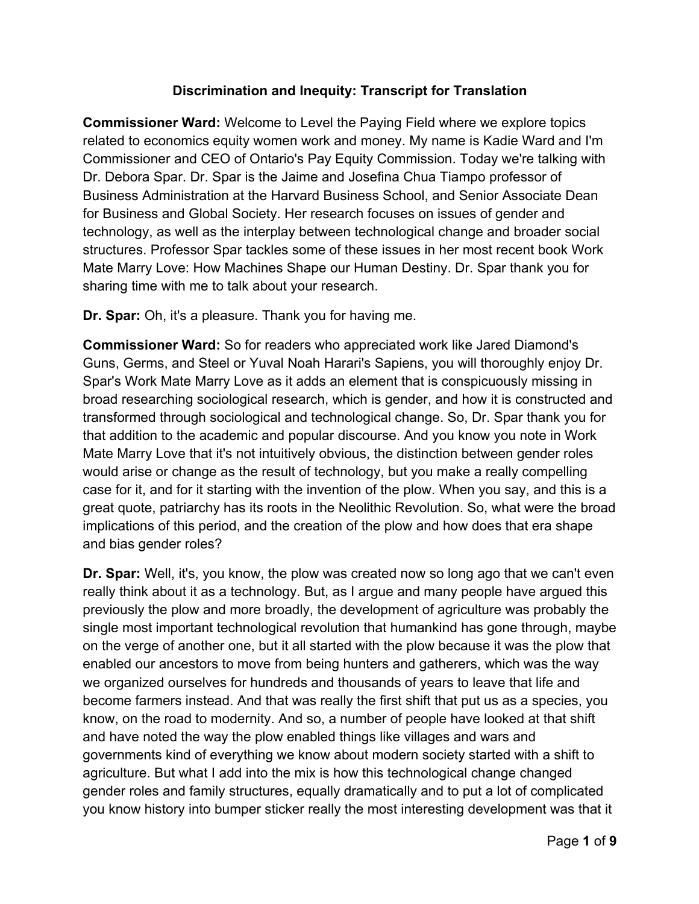# Discrimination and Inequity: Transcript for Translation

**Commissioner Ward:** Welcome to Level the Paying Field where we explore topics related to economics equity women work and money. My name is Kadie Ward and I'm Commissioner and CEO of Ontario's Pay Equity Commission. Today we're talking with Dr. Debora Spar. Dr. Spar is the Jaime and Josefina Chua Tiampo professor of Business Administration at the Harvard Business School, and Senior Associate Dean for Business and Global Society. Her research focuses on issues of gender and technology, as well as the interplay between technological change and broader social structures. Professor Spar tackles some of these issues in her most recent book Work Mate Marry Love: How Machines Shape our Human Destiny. Dr. Spar thank you for sharing time with me to talk about your research.

**Dr. Spar:** Oh, it's a pleasure. Thank you for having me.

**Commissioner Ward:** So for readers who appreciated work like Jared Diamond's Guns, Germs, and Steel or Yuval Noah Harari's Sapiens, you will thoroughly enjoy Dr. Spar's Work Mate Marry Love as it adds an element that is conspicuously missing in broad researching sociological research, which is gender, and how it is constructed and transformed through sociological and technological change. So, Dr. Spar thank you for that addition to the academic and popular discourse. And you know you note in Work Mate Marry Love that it's not intuitively obvious, the distinction between gender roles would arise or change as the result of technology, but you make a really compelling case for it, and for it starting with the invention of the plow. When you say, and this is a great quote, patriarchy has its roots in the Neolithic Revolution. So, what were the broad implications of this period, and the creation of the plow and how does that era shape and bias gender roles?

**Dr. Spar:** Well, it's, you know, the plow was created now so long ago that we can't even really think about it as a technology. But, as I argue and many people have argued this previously the plow and more broadly, the development of agriculture was probably the single most important technological revolution that humankind has gone through, maybe on the verge of another one, but it all started with the plow because it was the plow that enabled our ancestors to move from being hunters and gatherers, which was the way we organized ourselves for hundreds and thousands of years to leave that life and become farmers instead. And that was really the first shift that put us as a species, you know, on the road to modernity. And so, a number of people have looked at that shift and have noted the way the plow enabled things like villages and wars and governments kind of everything we know about modern society started with a shift to agriculture. But what I add into the mix is how this technological change changed gender roles and family structures, equally dramatically and to put a lot of complicated you know history into bumper sticker really the most interesting development was that it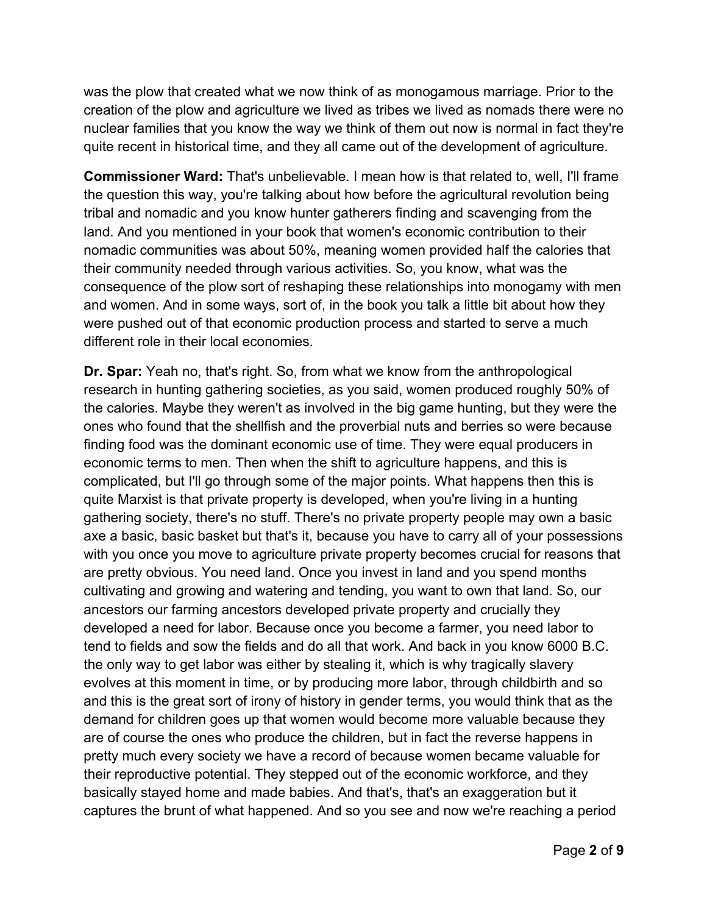was the plow that created what we now think of as monogamous marriage. Prior to the creation of the plow and agriculture we lived as tribes we lived as nomads there were no nuclear families that you know the way we think of them out now is normal in fact they're quite recent in historical time, and they all came out of the development of agriculture.

**Commissioner Ward:** That's unbelievable. I mean how is that related to, well, I'll frame the question this way, you're talking about how before the agricultural revolution being tribal and nomadic and you know hunter gatherers finding and scavenging from the land. And you mentioned in your book that women's economic contribution to their nomadic communities was about 50%, meaning women provided half the calories that their community needed through various activities. So, you know, what was the consequence of the plow sort of reshaping these relationships into monogamy with men and women. And in some ways, sort of, in the book you talk a little bit about how they were pushed out of that economic production process and started to serve a much different role in their local economies.

**Dr. Spar:** Yeah no, that's right. So, from what we know from the anthropological research in hunting gathering societies, as you said, women produced roughly 50% of the calories. Maybe they weren't as involved in the big game hunting, but they were the ones who found that the shellfish and the proverbial nuts and berries so were because finding food was the dominant economic use of time. They were equal producers in economic terms to men. Then when the shift to agriculture happens, and this is complicated, but I'll go through some of the major points. What happens then this is quite Marxist is that private property is developed, when you're living in a hunting gathering society, there's no stuff. There's no private property people may own a basic axe a basic, basic basket but that's it, because you have to carry all of your possessions with you once you move to agriculture private property becomes crucial for reasons that are pretty obvious. You need land. Once you invest in land and you spend months cultivating and growing and watering and tending, you want to own that land. So, our ancestors our farming ancestors developed private property and crucially they developed a need for labor. Because once you become a farmer, you need labor to tend to fields and sow the fields and do all that work. And back in you know 6000 B.C. the only way to get labor was either by stealing it, which is why tragically slavery evolves at this moment in time, or by producing more labor, through childbirth and so and this is the great sort of irony of history in gender terms, you would think that as the demand for children goes up that women would become more valuable because they are of course the ones who produce the children, but in fact the reverse happens in pretty much every society we have a record of because women became valuable for their reproductive potential. They stepped out of the economic workforce, and they basically stayed home and made babies. And that's, that's an exaggeration but it captures the brunt of what happened. And so you see and now we're reaching a period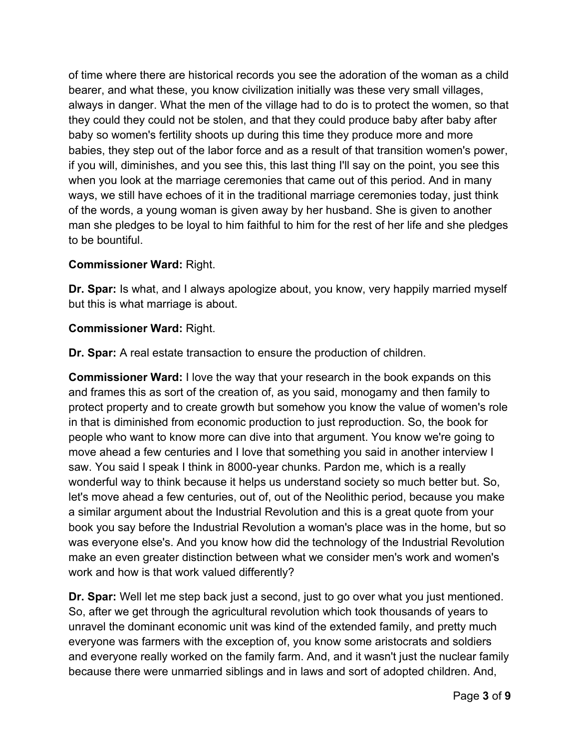of time where there are historical records you see the adoration of the woman as a child bearer, and what these, you know civilization initially was these very small villages, always in danger. What the men of the village had to do is to protect the women, so that they could they could not be stolen, and that they could produce baby after baby after baby so women's fertility shoots up during this time they produce more and more babies, they step out of the labor force and as a result of that transition women's power, if you will, diminishes, and you see this, this last thing I'll say on the point, you see this when you look at the marriage ceremonies that came out of this period. And in many ways, we still have echoes of it in the traditional marriage ceremonies today, just think of the words, a young woman is given away by her husband. She is given to another man she pledges to be loyal to him faithful to him for the rest of her life and she pledges to be bountiful.

**Commissioner Ward:** Right.

**Dr. Spar:** Is what, and I always apologize about, you know, very happily married myself but this is what marriage is about.

**Commissioner Ward:** Right.

**Dr. Spar:** A real estate transaction to ensure the production of children.

**Commissioner Ward:** I love the way that your research in the book expands on this and frames this as sort of the creation of, as you said, monogamy and then family to protect property and to create growth but somehow you know the value of women's role in that is diminished from economic production to just reproduction. So, the book for people who want to know more can dive into that argument. You know we're going to move ahead a few centuries and I love that something you said in another interview I saw. You said I speak I think in 8000-year chunks. Pardon me, which is a really wonderful way to think because it helps us understand society so much better but. So, let's move ahead a few centuries, out of, out of the Neolithic period, because you make a similar argument about the Industrial Revolution and this is a great quote from your book you say before the Industrial Revolution a woman's place was in the home, but so was everyone else's. And you know how did the technology of the Industrial Revolution make an even greater distinction between what we consider men's work and women's work and how is that work valued differently?

**Dr. Spar:** Well let me step back just a second, just to go over what you just mentioned. So, after we get through the agricultural revolution which took thousands of years to unravel the dominant economic unit was kind of the extended family, and pretty much everyone was farmers with the exception of, you know some aristocrats and soldiers and everyone really worked on the family farm. And, and it wasn't just the nuclear family because there were unmarried siblings and in laws and sort of adopted children. And,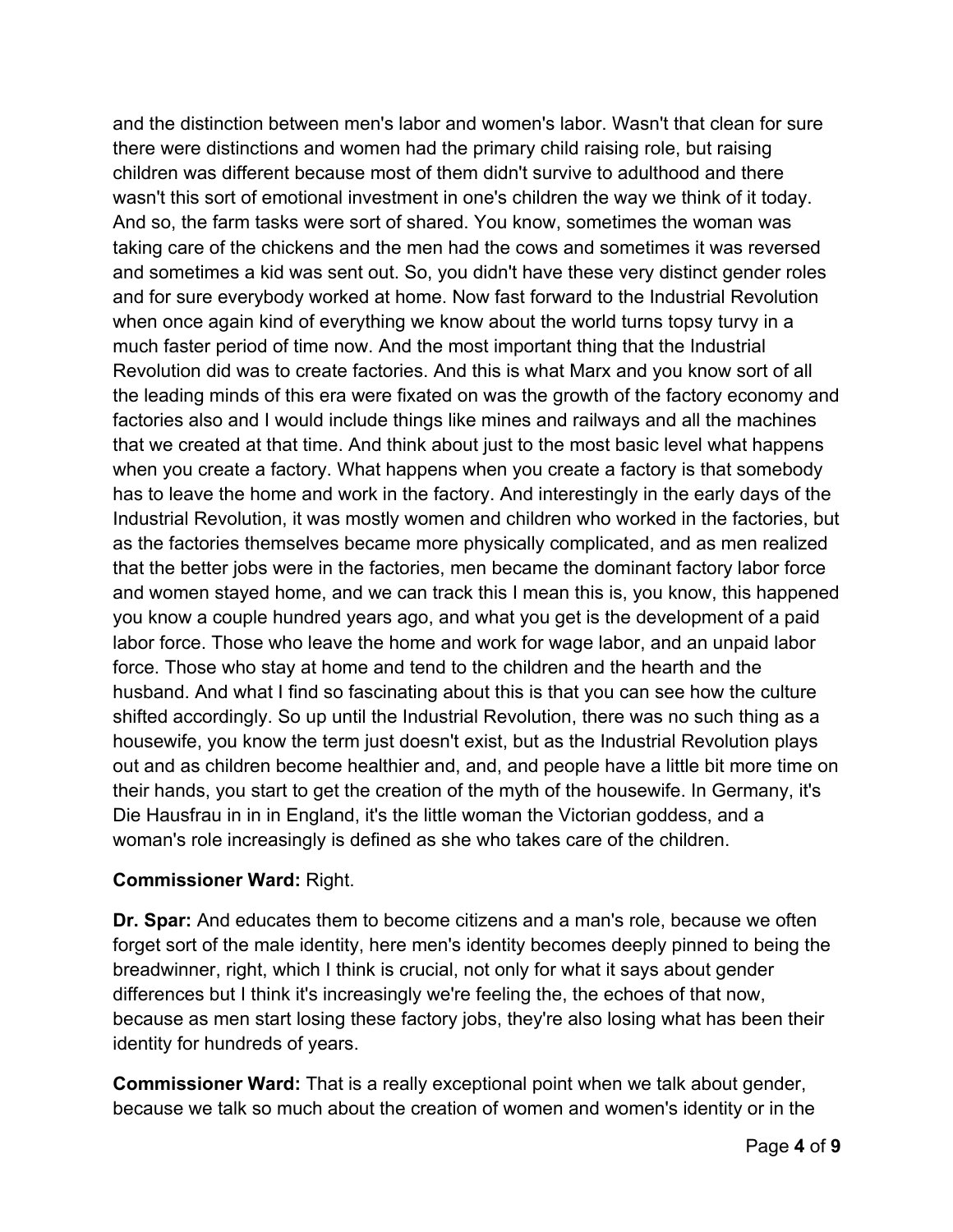and the distinction between men's labor and women's labor. Wasn't that clean for sure there were distinctions and women had the primary child raising role, but raising children was different because most of them didn't survive to adulthood and there wasn't this sort of emotional investment in one's children the way we think of it today. And so, the farm tasks were sort of shared. You know, sometimes the woman was taking care of the chickens and the men had the cows and sometimes it was reversed and sometimes a kid was sent out. So, you didn't have these very distinct gender roles and for sure everybody worked at home. Now fast forward to the Industrial Revolution when once again kind of everything we know about the world turns topsy turvy in a much faster period of time now. And the most important thing that the Industrial Revolution did was to create factories. And this is what Marx and you know sort of all the leading minds of this era were fixated on was the growth of the factory economy and factories also and I would include things like mines and railways and all the machines that we created at that time. And think about just to the most basic level what happens when you create a factory. What happens when you create a factory is that somebody has to leave the home and work in the factory. And interestingly in the early days of the Industrial Revolution, it was mostly women and children who worked in the factories, but as the factories themselves became more physically complicated, and as men realized that the better jobs were in the factories, men became the dominant factory labor force and women stayed home, and we can track this I mean this is, you know, this happened you know a couple hundred years ago, and what you get is the development of a paid labor force. Those who leave the home and work for wage labor, and an unpaid labor force. Those who stay at home and tend to the children and the hearth and the husband. And what I find so fascinating about this is that you can see how the culture shifted accordingly. So up until the Industrial Revolution, there was no such thing as a housewife, you know the term just doesn't exist, but as the Industrial Revolution plays out and as children become healthier and, and, and people have a little bit more time on their hands, you start to get the creation of the myth of the housewife. In Germany, it's Die Hausfrau in in England, it's the little woman the Victorian goddess, and a woman's role increasingly is defined as she who takes care of the children.

**Commissioner Ward:** Right.

**Dr. Spar:** And educates them to become citizens and a man's role, because we often forget sort of the male identity, here men's identity becomes deeply pinned to being the breadwinner, right, which I think is crucial, not only for what it says about gender differences but I think it's increasingly we're feeling the, the echoes of that now, because as men start losing these factory jobs, they're also losing what has been their identity for hundreds of years.

**Commissioner Ward:** That is a really exceptional point when we talk about gender, because we talk so much about the creation of women and women's identity or in the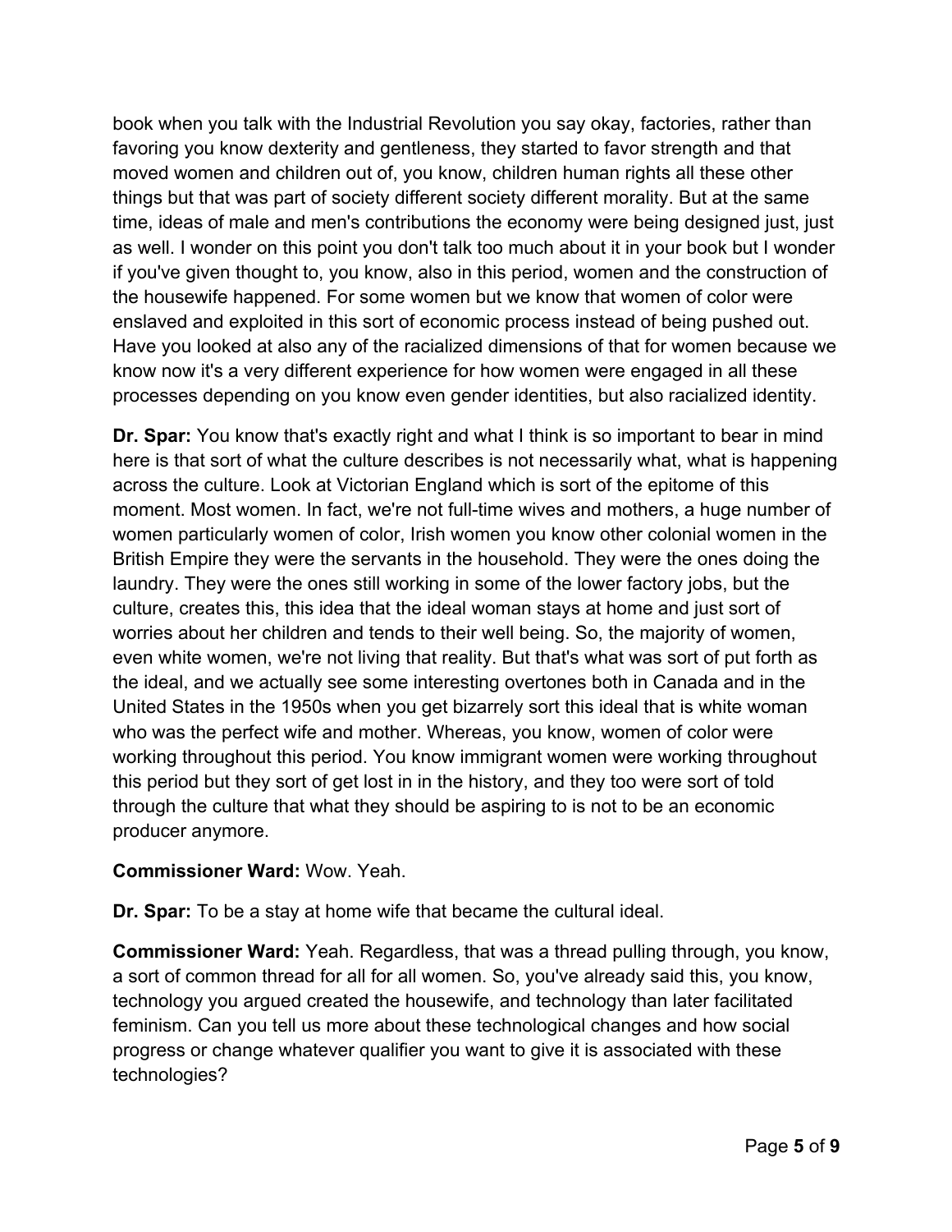book when you talk with the Industrial Revolution you say okay, factories, rather than favoring you know dexterity and gentleness, they started to favor strength and that moved women and children out of, you know, children human rights all these other things but that was part of society different society different morality. But at the same time, ideas of male and men's contributions the economy were being designed just, just as well. I wonder on this point you don't talk too much about it in your book but I wonder if you've given thought to, you know, also in this period, women and the construction of the housewife happened. For some women but we know that women of color were enslaved and exploited in this sort of economic process instead of being pushed out. Have you looked at also any of the racialized dimensions of that for women because we know now it's a very different experience for how women were engaged in all these processes depending on you know even gender identities, but also racialized identity.

**Dr. Spar:** You know that's exactly right and what I think is so important to bear in mind here is that sort of what the culture describes is not necessarily what, what is happening across the culture. Look at Victorian England which is sort of the epitome of this moment. Most women. In fact, we're not full-time wives and mothers, a huge number of women particularly women of color, Irish women you know other colonial women in the British Empire they were the servants in the household. They were the ones doing the laundry. They were the ones still working in some of the lower factory jobs, but the culture, creates this, this idea that the ideal woman stays at home and just sort of worries about her children and tends to their well being. So, the majority of women, even white women, we're not living that reality. But that's what was sort of put forth as the ideal, and we actually see some interesting overtones both in Canada and in the United States in the 1950s when you get bizarrely sort this ideal that is white woman who was the perfect wife and mother. Whereas, you know, women of color were working throughout this period. You know immigrant women were working throughout this period but they sort of get lost in in the history, and they too were sort of told through the culture that what they should be aspiring to is not to be an economic producer anymore.

**Commissioner Ward:** Wow. Yeah.

**Dr. Spar:** To be a stay at home wife that became the cultural ideal.

**Commissioner Ward:** Yeah. Regardless, that was a thread pulling through, you know, a sort of common thread for all for all women. So, you've already said this, you know, technology you argued created the housewife, and technology than later facilitated feminism. Can you tell us more about these technological changes and how social progress or change whatever qualifier you want to give it is associated with these technologies?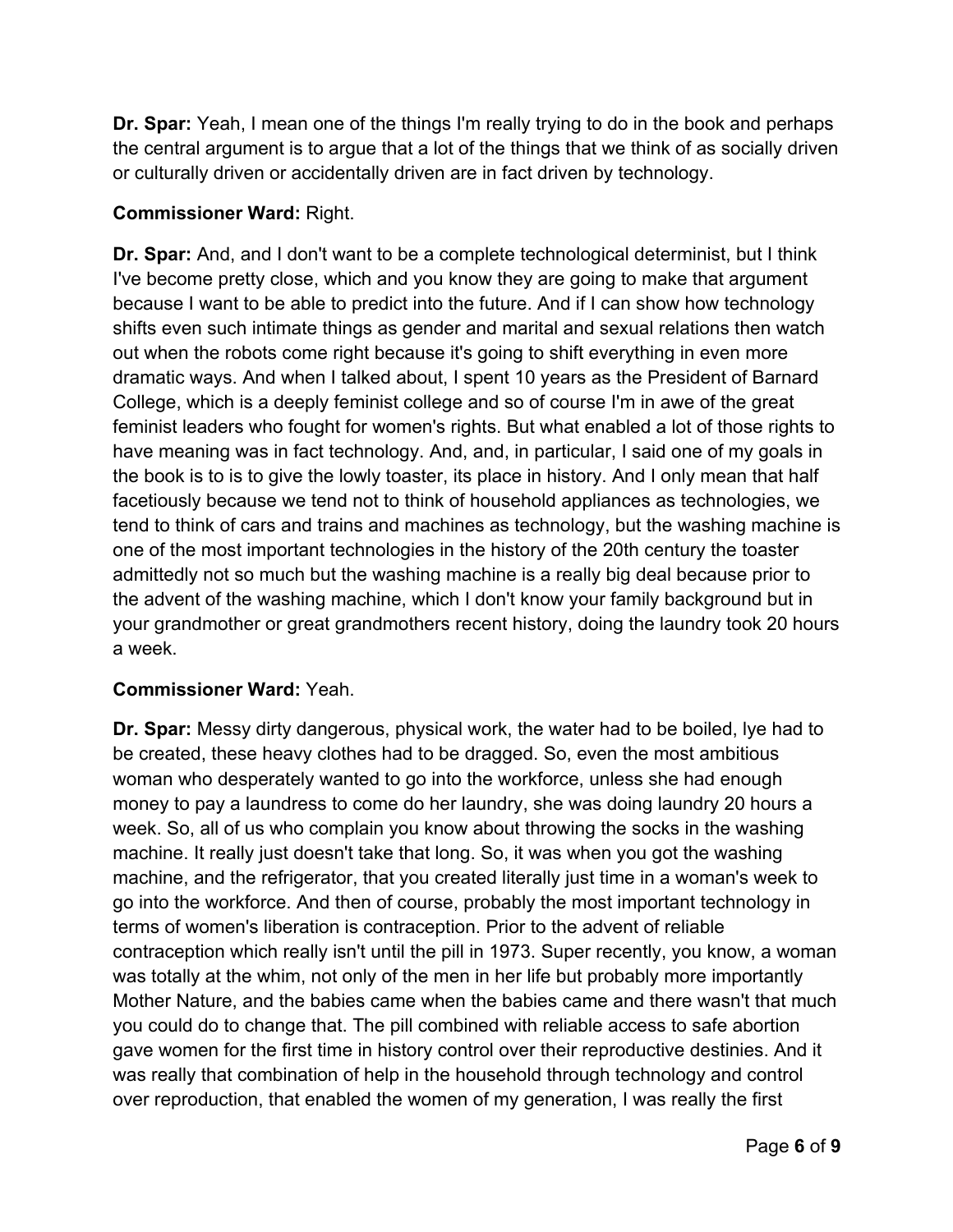**Dr. Spar:** Yeah, I mean one of the things I'm really trying to do in the book and perhaps the central argument is to argue that a lot of the things that we think of as socially driven or culturally driven or accidentally driven are in fact driven by technology.

**Commissioner Ward:** Right.

**Dr. Spar:** And, and I don't want to be a complete technological determinist, but I think I've become pretty close, which and you know they are going to make that argument because I want to be able to predict into the future. And if I can show how technology shifts even such intimate things as gender and marital and sexual relations then watch out when the robots come right because it's going to shift everything in even more dramatic ways. And when I talked about, I spent 10 years as the President of Barnard College, which is a deeply feminist college and so of course I'm in awe of the great feminist leaders who fought for women's rights. But what enabled a lot of those rights to have meaning was in fact technology. And, and, in particular, I said one of my goals in the book is to is to give the lowly toaster, its place in history. And I only mean that half facetiously because we tend not to think of household appliances as technologies, we tend to think of cars and trains and machines as technology, but the washing machine is one of the most important technologies in the history of the 20th century the toaster admittedly not so much but the washing machine is a really big deal because prior to the advent of the washing machine, which I don't know your family background but in your grandmother or great grandmothers recent history, doing the laundry took 20 hours a week.

**Commissioner Ward:** Yeah.

**Dr. Spar:** Messy dirty dangerous, physical work, the water had to be boiled, lye had to be created, these heavy clothes had to be dragged. So, even the most ambitious woman who desperately wanted to go into the workforce, unless she had enough money to pay a laundress to come do her laundry, she was doing laundry 20 hours a week. So, all of us who complain you know about throwing the socks in the washing machine. It really just doesn't take that long. So, it was when you got the washing machine, and the refrigerator, that you created literally just time in a woman's week to go into the workforce. And then of course, probably the most important technology in terms of women's liberation is contraception. Prior to the advent of reliable contraception which really isn't until the pill in 1973. Super recently, you know, a woman was totally at the whim, not only of the men in her life but probably more importantly Mother Nature, and the babies came when the babies came and there wasn't that much you could do to change that. The pill combined with reliable access to safe abortion gave women for the first time in history control over their reproductive destinies. And it was really that combination of help in the household through technology and control over reproduction, that enabled the women of my generation, I was really the first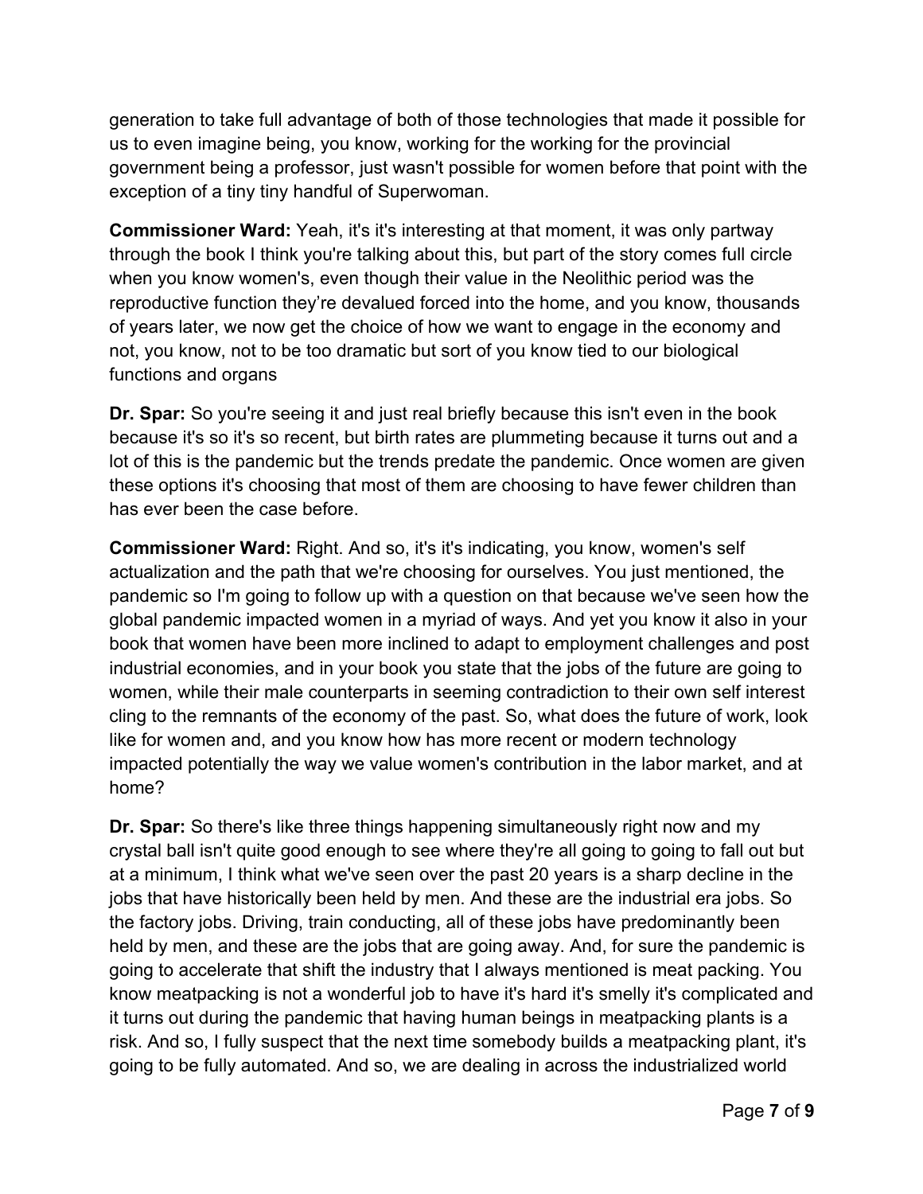generation to take full advantage of both of those technologies that made it possible for us to even imagine being, you know, working for the working for the provincial government being a professor, just wasn't possible for women before that point with the exception of a tiny tiny handful of Superwoman.

**Commissioner Ward:** Yeah, it's it's interesting at that moment, it was only partway through the book I think you're talking about this, but part of the story comes full circle when you know women's, even though their value in the Neolithic period was the reproductive function they're devalued forced into the home, and you know, thousands of years later, we now get the choice of how we want to engage in the economy and not, you know, not to be too dramatic but sort of you know tied to our biological functions and organs

**Dr. Spar:** So you're seeing it and just real briefly because this isn't even in the book because it's so it's so recent, but birth rates are plummeting because it turns out and a lot of this is the pandemic but the trends predate the pandemic. Once women are given these options it's choosing that most of them are choosing to have fewer children than has ever been the case before.

**Commissioner Ward:** Right. And so, it's it's indicating, you know, women's self actualization and the path that we're choosing for ourselves. You just mentioned, the pandemic so I'm going to follow up with a question on that because we've seen how the global pandemic impacted women in a myriad of ways. And yet you know it also in your book that women have been more inclined to adapt to employment challenges and post industrial economies, and in your book you state that the jobs of the future are going to women, while their male counterparts in seeming contradiction to their own self interest cling to the remnants of the economy of the past. So, what does the future of work, look like for women and, and you know how has more recent or modern technology impacted potentially the way we value women's contribution in the labor market, and at home?

**Dr. Spar:** So there's like three things happening simultaneously right now and my crystal ball isn't quite good enough to see where they're all going to going to fall out but at a minimum, I think what we've seen over the past 20 years is a sharp decline in the jobs that have historically been held by men. And these are the industrial era jobs. So the factory jobs. Driving, train conducting, all of these jobs have predominantly been held by men, and these are the jobs that are going away. And, for sure the pandemic is going to accelerate that shift the industry that I always mentioned is meat packing. You know meatpacking is not a wonderful job to have it's hard it's smelly it's complicated and it turns out during the pandemic that having human beings in meatpacking plants is a risk. And so, I fully suspect that the next time somebody builds a meatpacking plant, it's going to be fully automated. And so, we are dealing in across the industrialized world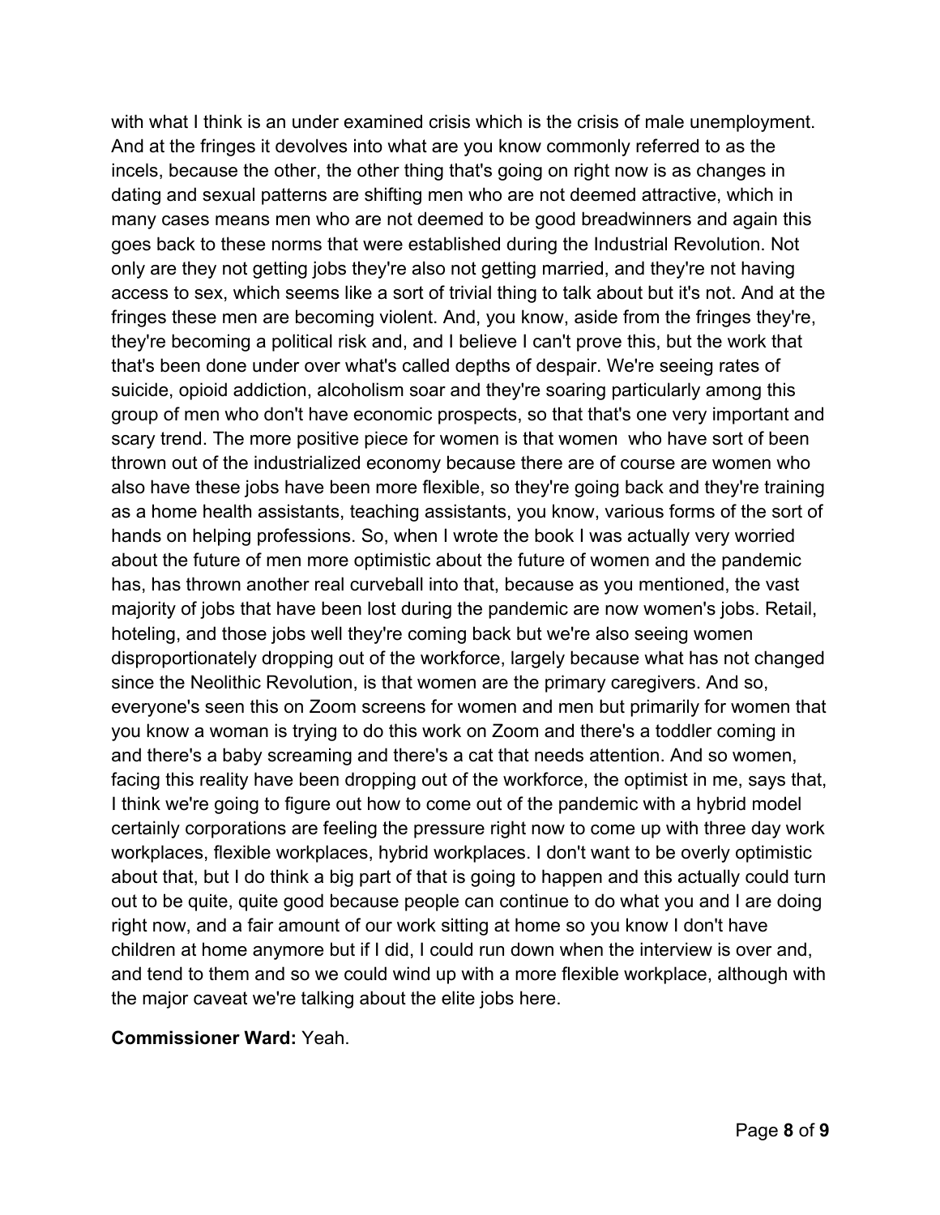with what I think is an under examined crisis which is the crisis of male unemployment. And at the fringes it devolves into what are you know commonly referred to as the incels, because the other, the other thing that's going on right now is as changes in dating and sexual patterns are shifting men who are not deemed attractive, which in many cases means men who are not deemed to be good breadwinners and again this goes back to these norms that were established during the Industrial Revolution. Not only are they not getting jobs they're also not getting married, and they're not having access to sex, which seems like a sort of trivial thing to talk about but it's not. And at the fringes these men are becoming violent. And, you know, aside from the fringes they're, they're becoming a political risk and, and I believe I can't prove this, but the work that that's been done under over what's called depths of despair. We're seeing rates of suicide, opioid addiction, alcoholism soar and they're soaring particularly among this group of men who don't have economic prospects, so that that's one very important and scary trend. The more positive piece for women is that women  who have sort of been thrown out of the industrialized economy because there are of course are women who also have these jobs have been more flexible, so they're going back and they're training as a home health assistants, teaching assistants, you know, various forms of the sort of hands on helping professions. So, when I wrote the book I was actually very worried about the future of men more optimistic about the future of women and the pandemic has, has thrown another real curveball into that, because as you mentioned, the vast majority of jobs that have been lost during the pandemic are now women's jobs. Retail, hoteling, and those jobs well they're coming back but we're also seeing women disproportionately dropping out of the workforce, largely because what has not changed since the Neolithic Revolution, is that women are the primary caregivers. And so, everyone's seen this on Zoom screens for women and men but primarily for women that you know a woman is trying to do this work on Zoom and there's a toddler coming in and there's a baby screaming and there's a cat that needs attention. And so women, facing this reality have been dropping out of the workforce, the optimist in me, says that, I think we're going to figure out how to come out of the pandemic with a hybrid model certainly corporations are feeling the pressure right now to come up with three day work workplaces, flexible workplaces, hybrid workplaces. I don't want to be overly optimistic about that, but I do think a big part of that is going to happen and this actually could turn out to be quite, quite good because people can continue to do what you and I are doing right now, and a fair amount of our work sitting at home so you know I don't have children at home anymore but if I did, I could run down when the interview is over and, and tend to them and so we could wind up with a more flexible workplace, although with the major caveat we're talking about the elite jobs here.

**Commissioner Ward:** Yeah.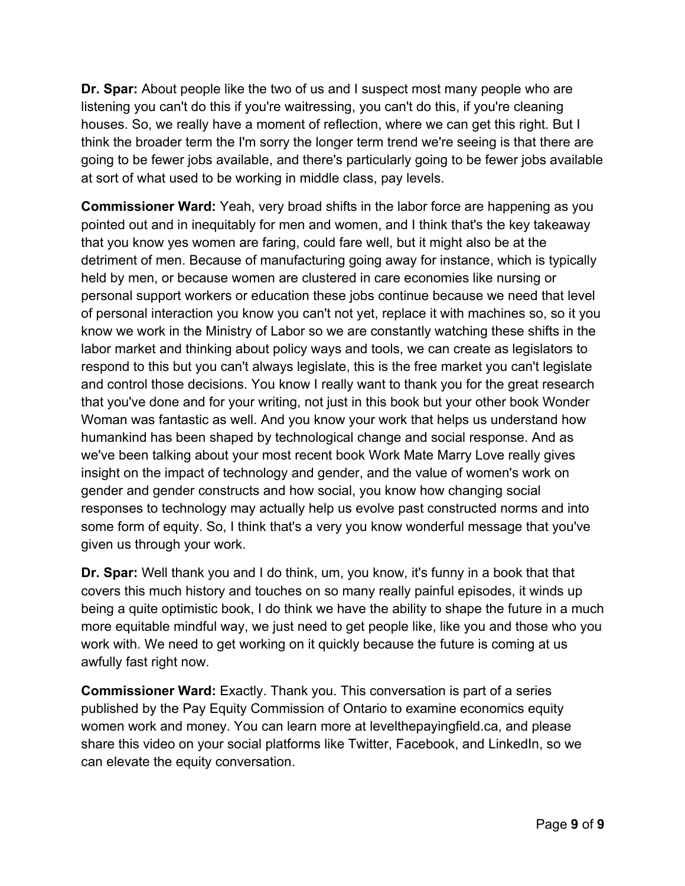**Dr. Spar:** About people like the two of us and I suspect most many people who are listening you can't do this if you're waitressing, you can't do this, if you're cleaning houses. So, we really have a moment of reflection, where we can get this right. But I think the broader term the I'm sorry the longer term trend we're seeing is that there are going to be fewer jobs available, and there's particularly going to be fewer jobs available at sort of what used to be working in middle class, pay levels.

**Commissioner Ward:** Yeah, very broad shifts in the labor force are happening as you pointed out and in inequitably for men and women, and I think that's the key takeaway that you know yes women are faring, could fare well, but it might also be at the detriment of men. Because of manufacturing going away for instance, which is typically held by men, or because women are clustered in care economies like nursing or personal support workers or education these jobs continue because we need that level of personal interaction you know you can't not yet, replace it with machines so, so it you know we work in the Ministry of Labor so we are constantly watching these shifts in the labor market and thinking about policy ways and tools, we can create as legislators to respond to this but you can't always legislate, this is the free market you can't legislate and control those decisions. You know I really want to thank you for the great research that you've done and for your writing, not just in this book but your other book Wonder Woman was fantastic as well. And you know your work that helps us understand how humankind has been shaped by technological change and social response. And as we've been talking about your most recent book Work Mate Marry Love really gives insight on the impact of technology and gender, and the value of women's work on gender and gender constructs and how social, you know how changing social responses to technology may actually help us evolve past constructed norms and into some form of equity. So, I think that's a very you know wonderful message that you've given us through your work.

**Dr. Spar:** Well thank you and I do think, um, you know, it's funny in a book that that covers this much history and touches on so many really painful episodes, it winds up being a quite optimistic book, I do think we have the ability to shape the future in a much more equitable mindful way, we just need to get people like, like you and those who you work with. We need to get working on it quickly because the future is coming at us awfully fast right now.

**Commissioner Ward:** Exactly. Thank you. This conversation is part of a series published by the Pay Equity Commission of Ontario to examine economics equity women work and money. You can learn more at levelthepayingfield.ca, and please share this video on your social platforms like Twitter, Facebook, and LinkedIn, so we can elevate the equity conversation.